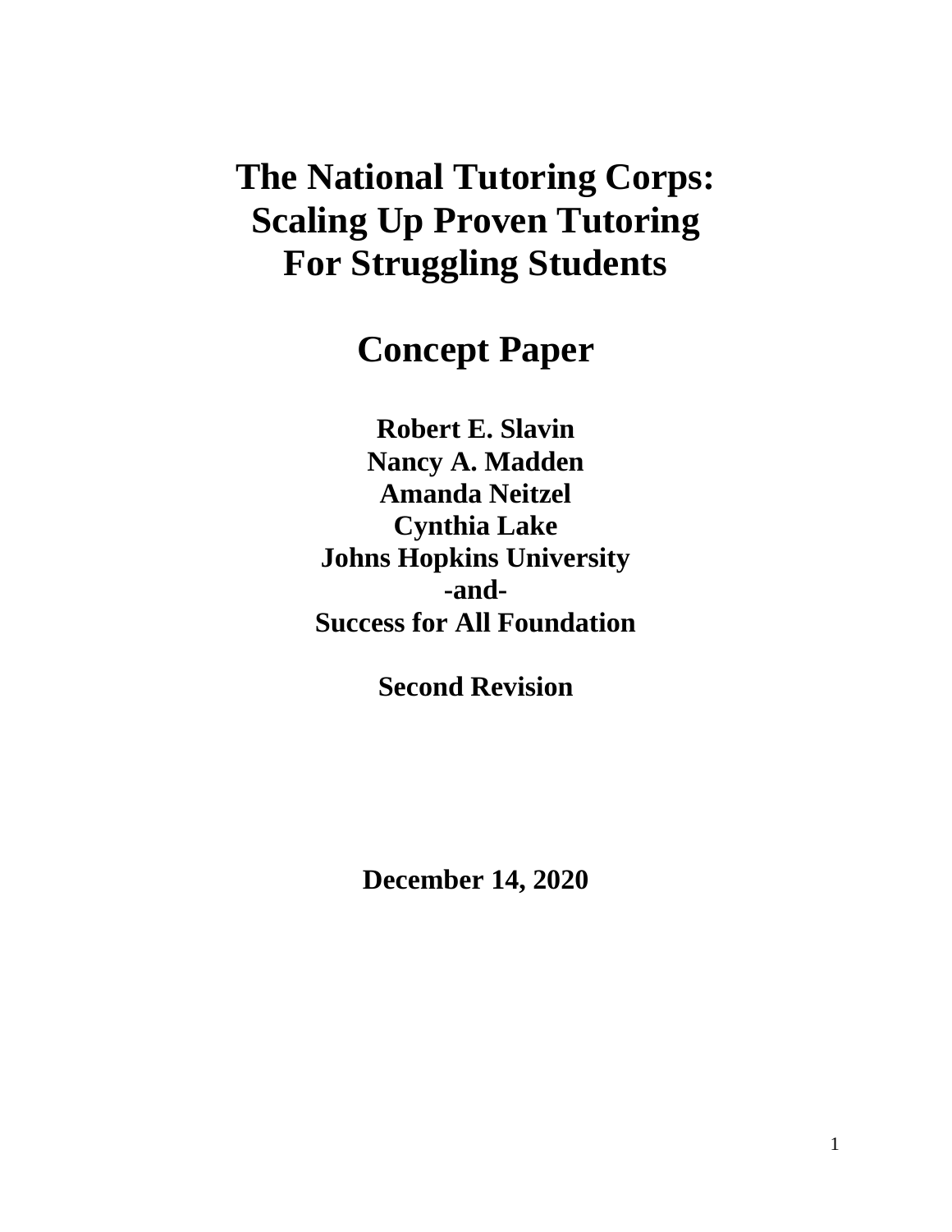# The National Tutoring Corps: Scaling Up Proven Tutoring For Struggling Students

## Concept Paper

**Robert E. Slavin**
**Nancy A. Madden**
**Amanda Neitzel**
**Cynthia Lake**
**Johns Hopkins University**
**-and-**
**Success for All Foundation**

**Second Revision**

**December 14, 2020**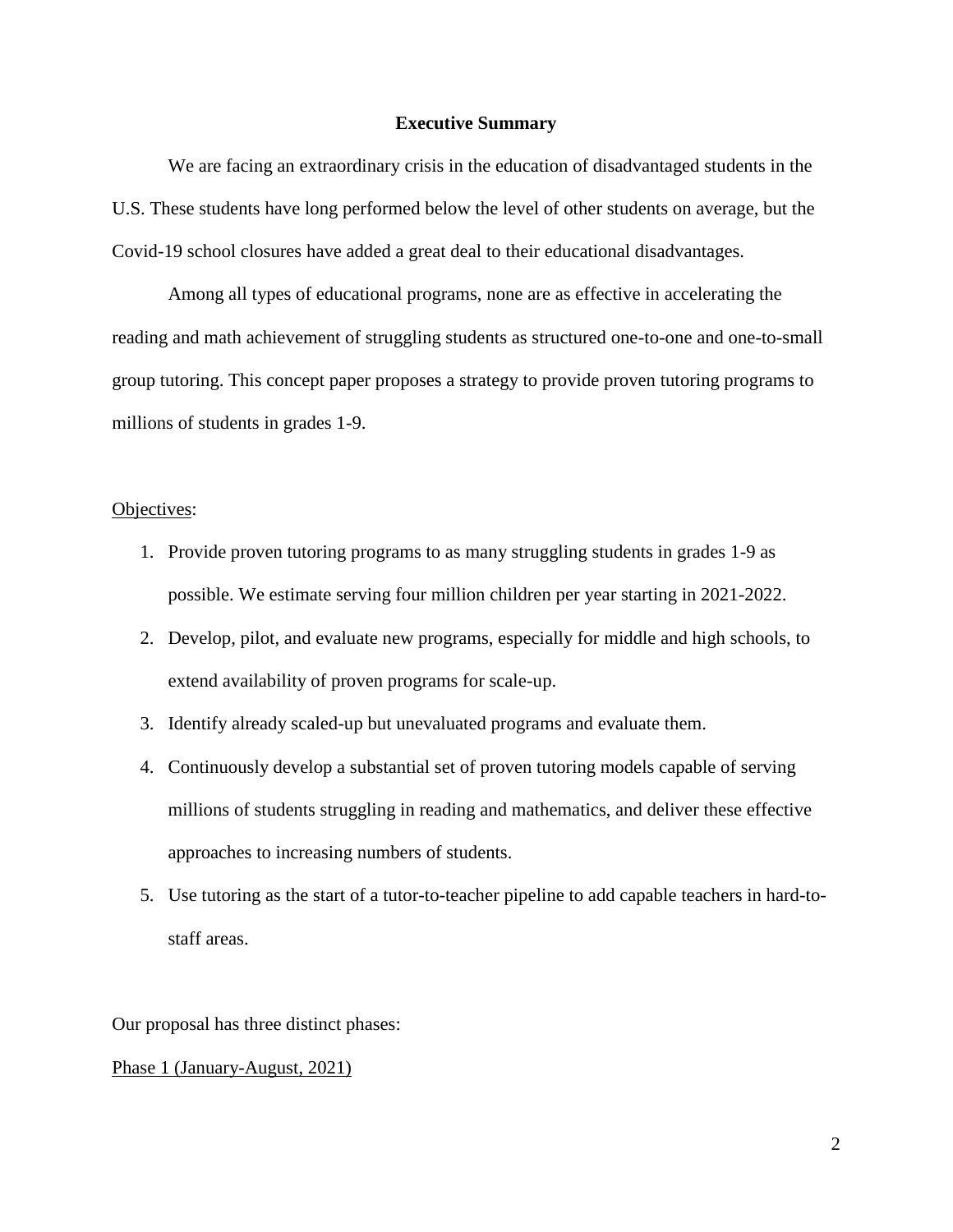## Executive Summary

We are facing an extraordinary crisis in the education of disadvantaged students in the U.S. These students have long performed below the level of other students on average, but the Covid-19 school closures have added a great deal to their educational disadvantages.

Among all types of educational programs, none are as effective in accelerating the reading and math achievement of struggling students as structured one-to-one and one-to-small group tutoring. This concept paper proposes a strategy to provide proven tutoring programs to millions of students in grades 1-9.

<u>Objectives</u>:

1. Provide proven tutoring programs to as many struggling students in grades 1-9 as possible. We estimate serving four million children per year starting in 2021-2022.
2. Develop, pilot, and evaluate new programs, especially for middle and high schools, to extend availability of proven programs for scale-up.
3. Identify already scaled-up but unevaluated programs and evaluate them.
4. Continuously develop a substantial set of proven tutoring models capable of serving millions of students struggling in reading and mathematics, and deliver these effective approaches to increasing numbers of students.
5. Use tutoring as the start of a tutor-to-teacher pipeline to add capable teachers in hard-to-staff areas.

Our proposal has three distinct phases:

<u>Phase 1 (January-August, 2021)</u>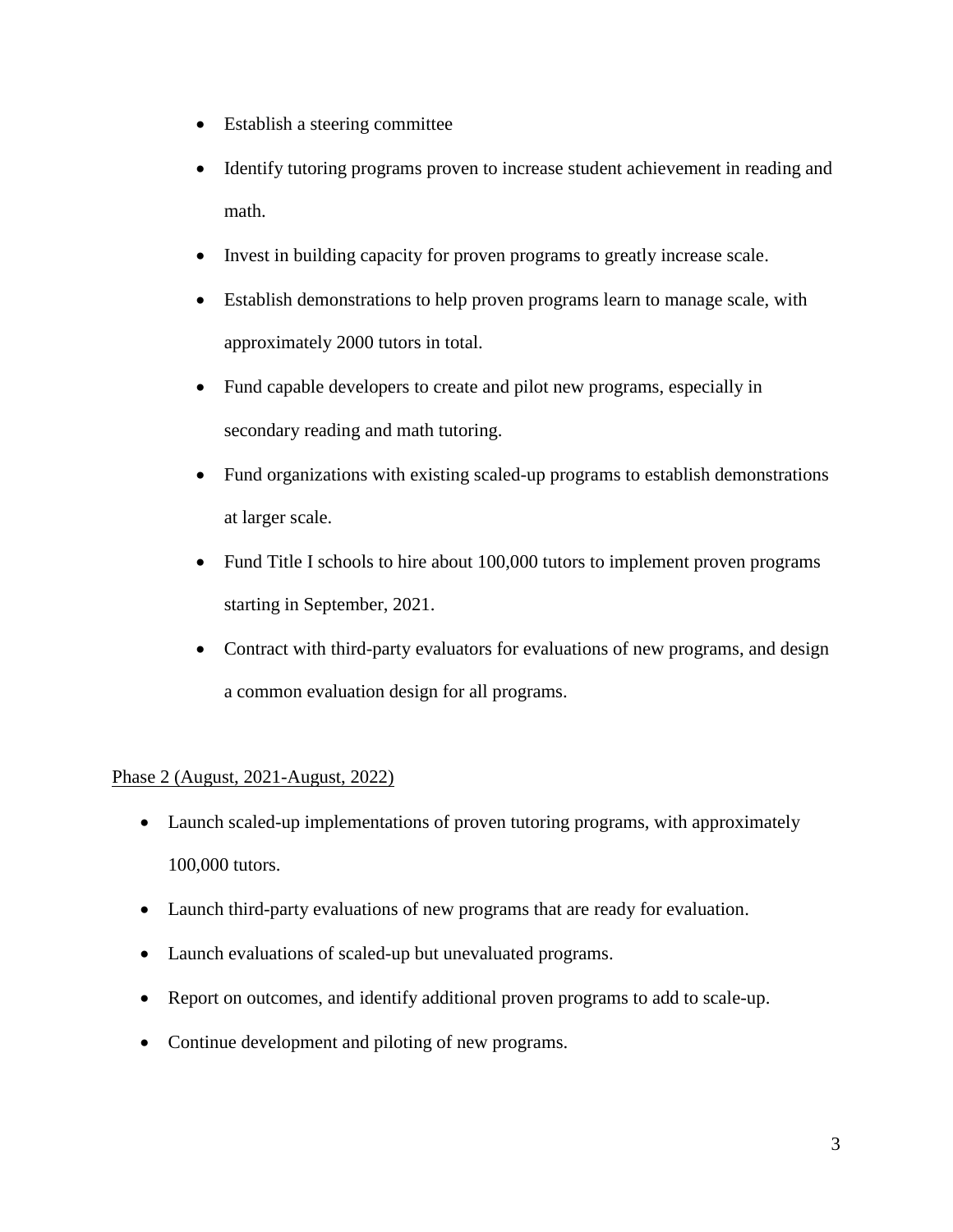- Establish a steering committee
- Identify tutoring programs proven to increase student achievement in reading and math.
- Invest in building capacity for proven programs to greatly increase scale.
- Establish demonstrations to help proven programs learn to manage scale, with approximately 2000 tutors in total.
- Fund capable developers to create and pilot new programs, especially in secondary reading and math tutoring.
- Fund organizations with existing scaled-up programs to establish demonstrations at larger scale.
- Fund Title I schools to hire about 100,000 tutors to implement proven programs starting in September, 2021.
- Contract with third-party evaluators for evaluations of new programs, and design a common evaluation design for all programs.

<u>Phase 2 (August, 2021-August, 2022)</u>

- Launch scaled-up implementations of proven tutoring programs, with approximately 100,000 tutors.
- Launch third-party evaluations of new programs that are ready for evaluation.
- Launch evaluations of scaled-up but unevaluated programs.
- Report on outcomes, and identify additional proven programs to add to scale-up.
- Continue development and piloting of new programs.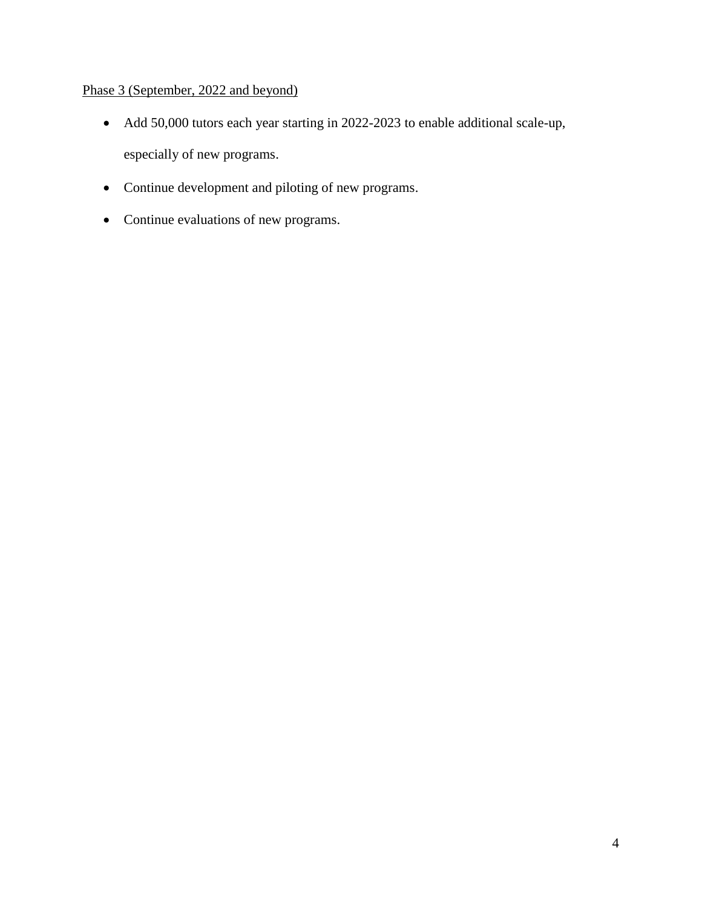Phase 3 (September, 2022 and beyond)

- Add 50,000 tutors each year starting in 2022-2023 to enable additional scale-up, especially of new programs.
- Continue development and piloting of new programs.
- Continue evaluations of new programs.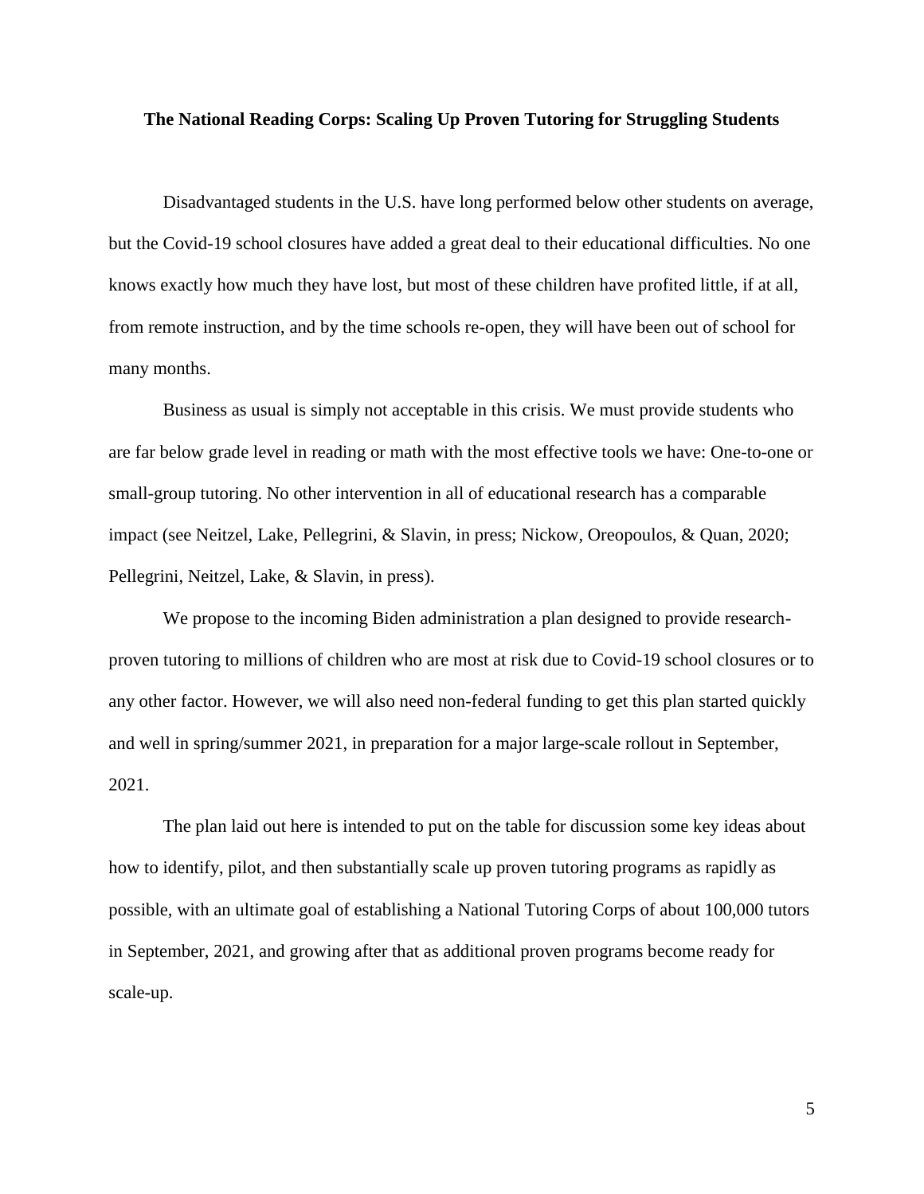**The National Reading Corps: Scaling Up Proven Tutoring for Struggling Students**

Disadvantaged students in the U.S. have long performed below other students on average, but the Covid-19 school closures have added a great deal to their educational difficulties. No one knows exactly how much they have lost, but most of these children have profited little, if at all, from remote instruction, and by the time schools re-open, they will have been out of school for many months.

Business as usual is simply not acceptable in this crisis. We must provide students who are far below grade level in reading or math with the most effective tools we have: One-to-one or small-group tutoring. No other intervention in all of educational research has a comparable impact (see Neitzel, Lake, Pellegrini, & Slavin, in press; Nickow, Oreopoulos, & Quan, 2020; Pellegrini, Neitzel, Lake, & Slavin, in press).

We propose to the incoming Biden administration a plan designed to provide research-proven tutoring to millions of children who are most at risk due to Covid-19 school closures or to any other factor. However, we will also need non-federal funding to get this plan started quickly and well in spring/summer 2021, in preparation for a major large-scale rollout in September, 2021.

The plan laid out here is intended to put on the table for discussion some key ideas about how to identify, pilot, and then substantially scale up proven tutoring programs as rapidly as possible, with an ultimate goal of establishing a National Tutoring Corps of about 100,000 tutors in September, 2021, and growing after that as additional proven programs become ready for scale-up.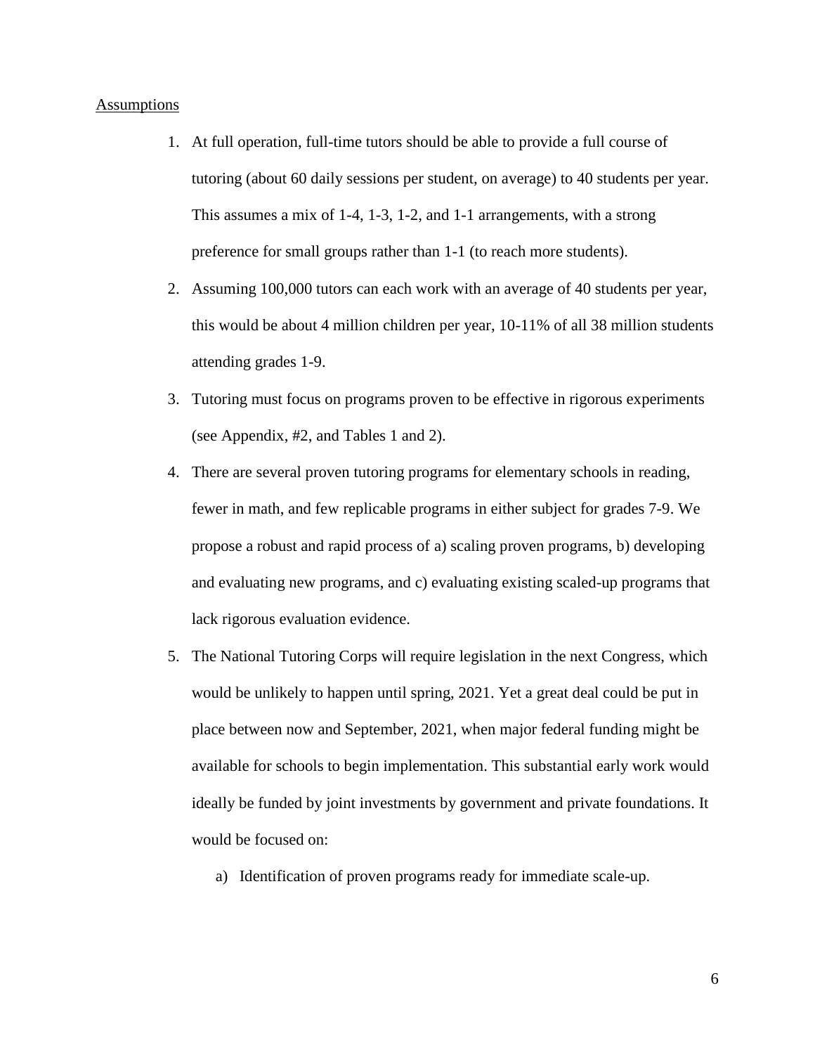Assumptions

1. At full operation, full-time tutors should be able to provide a full course of tutoring (about 60 daily sessions per student, on average) to 40 students per year. This assumes a mix of 1-4, 1-3, 1-2, and 1-1 arrangements, with a strong preference for small groups rather than 1-1 (to reach more students).
2. Assuming 100,000 tutors can each work with an average of 40 students per year, this would be about 4 million children per year, 10-11% of all 38 million students attending grades 1-9.
3. Tutoring must focus on programs proven to be effective in rigorous experiments (see Appendix, #2, and Tables 1 and 2).
4. There are several proven tutoring programs for elementary schools in reading, fewer in math, and few replicable programs in either subject for grades 7-9. We propose a robust and rapid process of a) scaling proven programs, b) developing and evaluating new programs, and c) evaluating existing scaled-up programs that lack rigorous evaluation evidence.
5. The National Tutoring Corps will require legislation in the next Congress, which would be unlikely to happen until spring, 2021. Yet a great deal could be put in place between now and September, 2021, when major federal funding might be available for schools to begin implementation. This substantial early work would ideally be funded by joint investments by government and private foundations. It would be focused on:
    a) Identification of proven programs ready for immediate scale-up.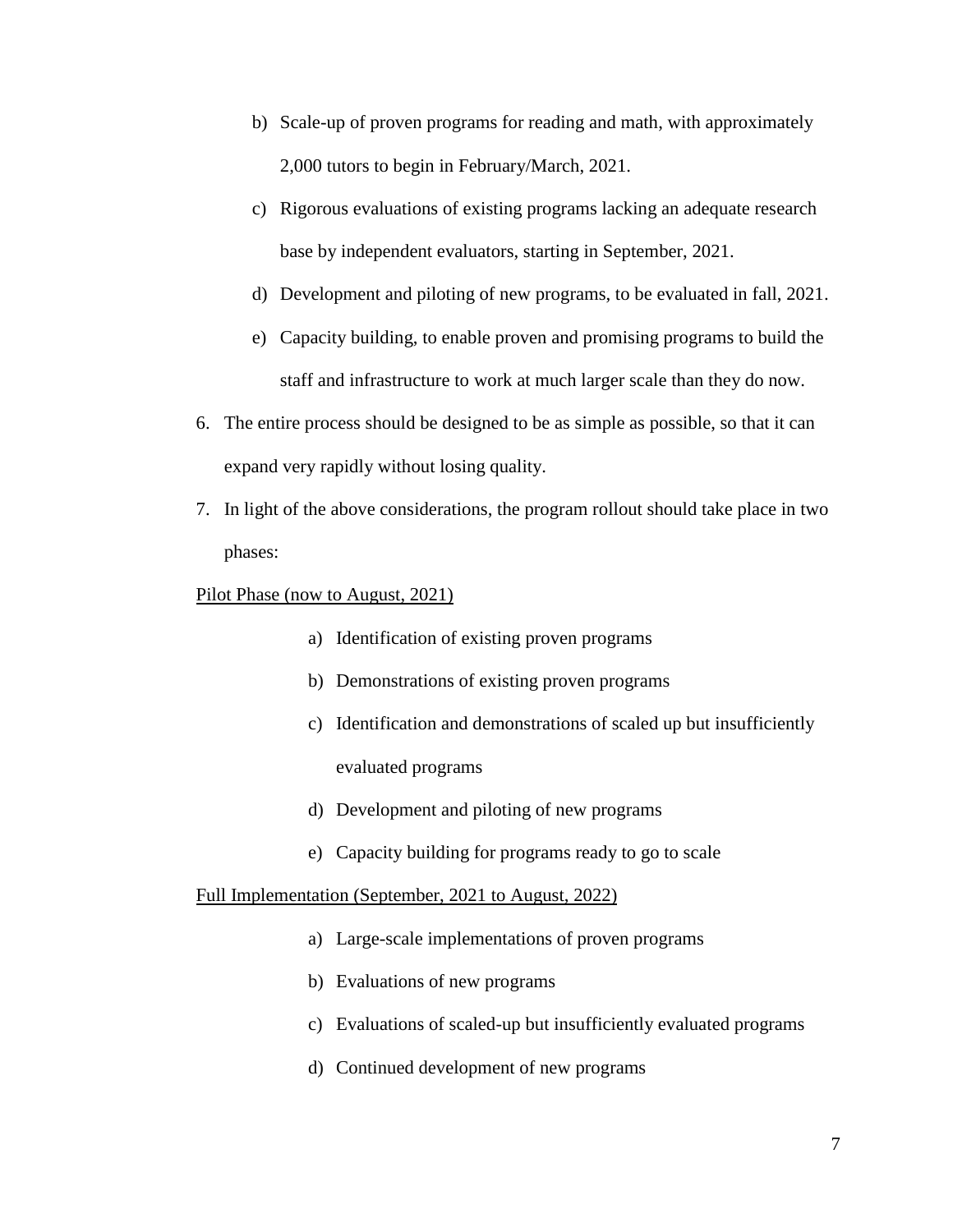b) Scale-up of proven programs for reading and math, with approximately 2,000 tutors to begin in February/March, 2021.
   c) Rigorous evaluations of existing programs lacking an adequate research base by independent evaluators, starting in September, 2021.
   d) Development and piloting of new programs, to be evaluated in fall, 2021.
   e) Capacity building, to enable proven and promising programs to build the staff and infrastructure to work at much larger scale than they do now.

6. The entire process should be designed to be as simple as possible, so that it can expand very rapidly without losing quality.
7. In light of the above considerations, the program rollout should take place in two phases:

<u>Pilot Phase (now to August, 2021)</u>

a) Identification of existing proven programs
b) Demonstrations of existing proven programs
c) Identification and demonstrations of scaled up but insufficiently evaluated programs
d) Development and piloting of new programs
e) Capacity building for programs ready to go to scale

<u>Full Implementation (September, 2021 to August, 2022)</u>

a) Large-scale implementations of proven programs
b) Evaluations of new programs
c) Evaluations of scaled-up but insufficiently evaluated programs
d) Continued development of new programs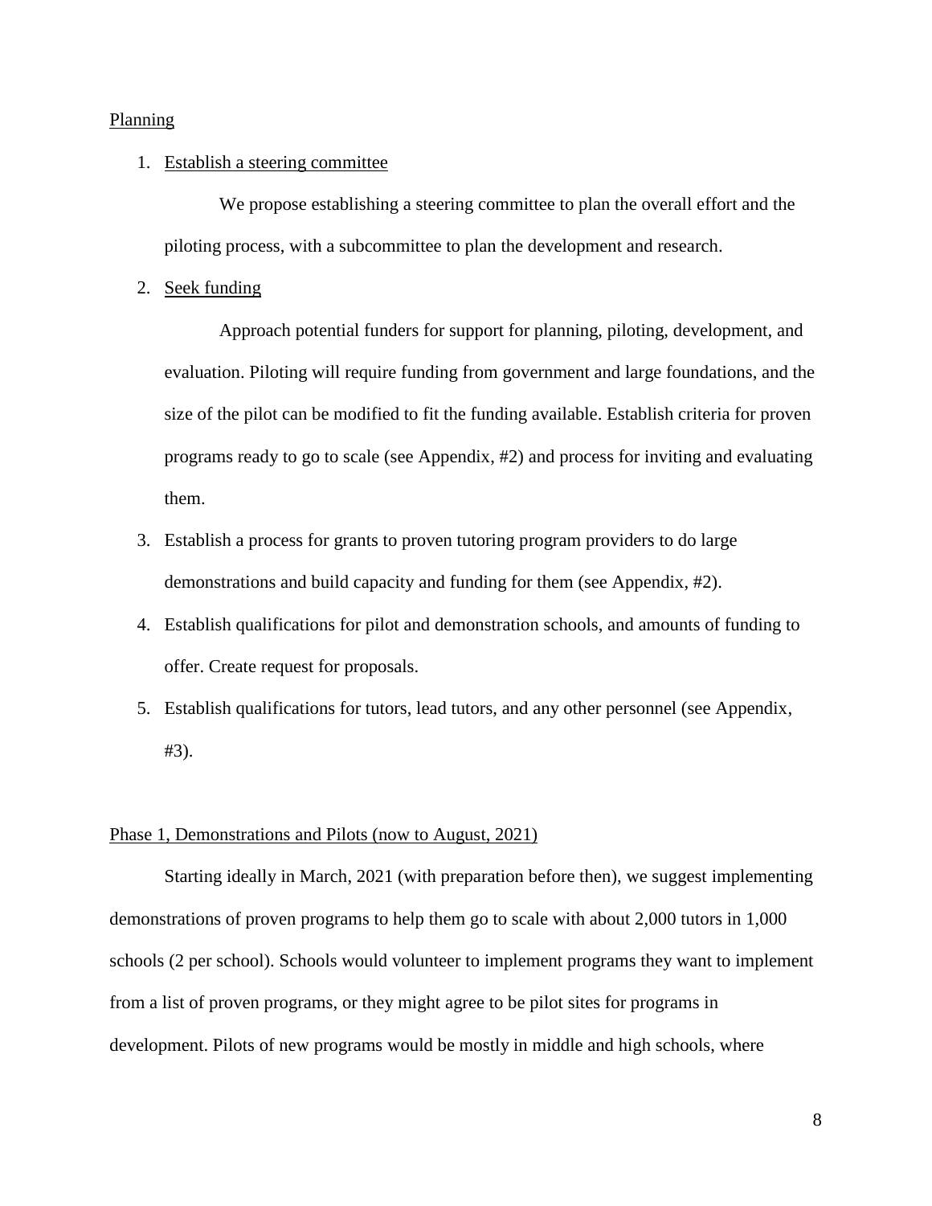Planning

1. Establish a steering committee

    We propose establishing a steering committee to plan the overall effort and the piloting process, with a subcommittee to plan the development and research.

2. Seek funding

    Approach potential funders for support for planning, piloting, development, and evaluation. Piloting will require funding from government and large foundations, and the size of the pilot can be modified to fit the funding available. Establish criteria for proven programs ready to go to scale (see Appendix, #2) and process for inviting and evaluating them.

3. Establish a process for grants to proven tutoring program providers to do large demonstrations and build capacity and funding for them (see Appendix, #2).
4. Establish qualifications for pilot and demonstration schools, and amounts of funding to offer. Create request for proposals.
5. Establish qualifications for tutors, lead tutors, and any other personnel (see Appendix, #3).

Phase 1, Demonstrations and Pilots (now to August, 2021)

Starting ideally in March, 2021 (with preparation before then), we suggest implementing demonstrations of proven programs to help them go to scale with about 2,000 tutors in 1,000 schools (2 per school). Schools would volunteer to implement programs they want to implement from a list of proven programs, or they might agree to be pilot sites for programs in development. Pilots of new programs would be mostly in middle and high schools, where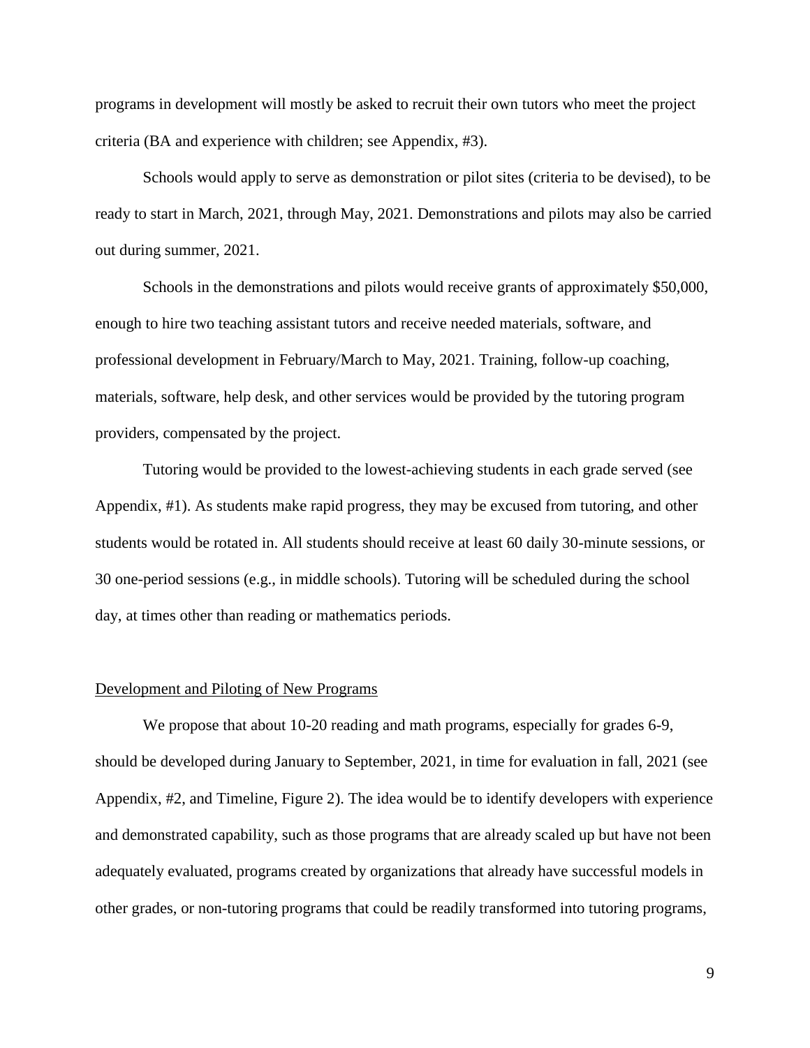programs in development will mostly be asked to recruit their own tutors who meet the project criteria (BA and experience with children; see Appendix, #3).

Schools would apply to serve as demonstration or pilot sites (criteria to be devised), to be ready to start in March, 2021, through May, 2021. Demonstrations and pilots may also be carried out during summer, 2021.

Schools in the demonstrations and pilots would receive grants of approximately $50,000, enough to hire two teaching assistant tutors and receive needed materials, software, and professional development in February/March to May, 2021. Training, follow-up coaching, materials, software, help desk, and other services would be provided by the tutoring program providers, compensated by the project.

Tutoring would be provided to the lowest-achieving students in each grade served (see Appendix, #1). As students make rapid progress, they may be excused from tutoring, and other students would be rotated in. All students should receive at least 60 daily 30-minute sessions, or 30 one-period sessions (e.g., in middle schools). Tutoring will be scheduled during the school day, at times other than reading or mathematics periods.

## Development and Piloting of New Programs

We propose that about 10-20 reading and math programs, especially for grades 6-9, should be developed during January to September, 2021, in time for evaluation in fall, 2021 (see Appendix, #2, and Timeline, Figure 2). The idea would be to identify developers with experience and demonstrated capability, such as those programs that are already scaled up but have not been adequately evaluated, programs created by organizations that already have successful models in other grades, or non-tutoring programs that could be readily transformed into tutoring programs,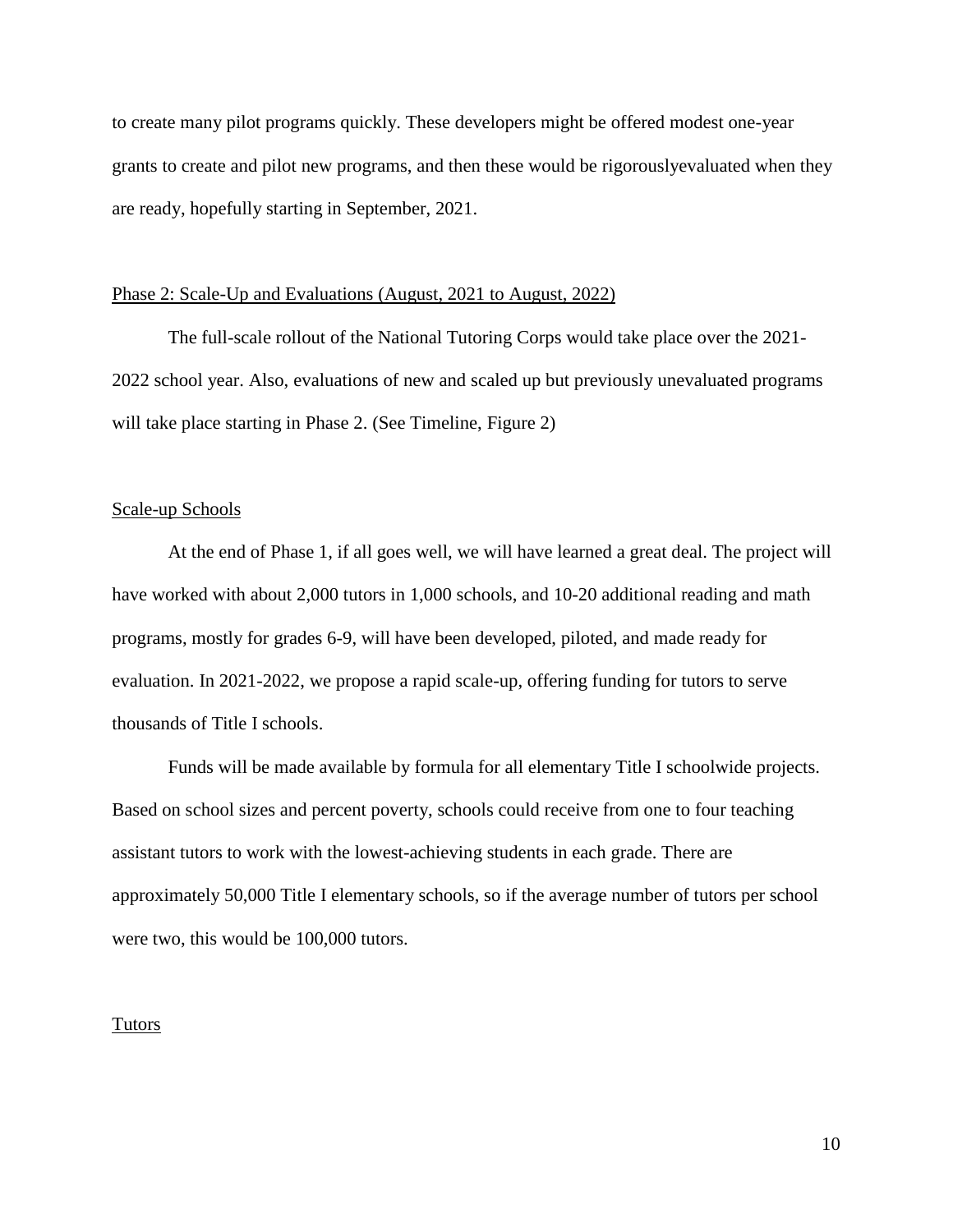to create many pilot programs quickly. These developers might be offered modest one-year grants to create and pilot new programs, and then these would be rigorouslyevaluated when they are ready, hopefully starting in September, 2021.

## Phase 2: Scale-Up and Evaluations (August, 2021 to August, 2022)

The full-scale rollout of the National Tutoring Corps would take place over the 2021-2022 school year. Also, evaluations of new and scaled up but previously unevaluated programs will take place starting in Phase 2. (See Timeline, Figure 2)

### Scale-up Schools

At the end of Phase 1, if all goes well, we will have learned a great deal. The project will have worked with about 2,000 tutors in 1,000 schools, and 10-20 additional reading and math programs, mostly for grades 6-9, will have been developed, piloted, and made ready for evaluation. In 2021-2022, we propose a rapid scale-up, offering funding for tutors to serve thousands of Title I schools.

Funds will be made available by formula for all elementary Title I schoolwide projects. Based on school sizes and percent poverty, schools could receive from one to four teaching assistant tutors to work with the lowest-achieving students in each grade. There are approximately 50,000 Title I elementary schools, so if the average number of tutors per school were two, this would be 100,000 tutors.

### Tutors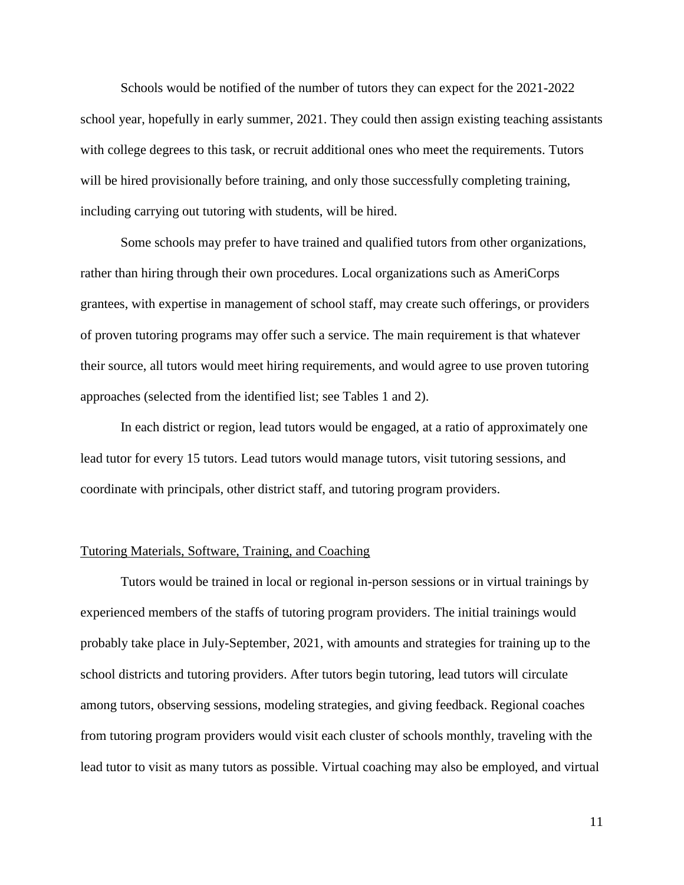Schools would be notified of the number of tutors they can expect for the 2021-2022 school year, hopefully in early summer, 2021. They could then assign existing teaching assistants with college degrees to this task, or recruit additional ones who meet the requirements. Tutors will be hired provisionally before training, and only those successfully completing training, including carrying out tutoring with students, will be hired.

Some schools may prefer to have trained and qualified tutors from other organizations, rather than hiring through their own procedures. Local organizations such as AmeriCorps grantees, with expertise in management of school staff, may create such offerings, or providers of proven tutoring programs may offer such a service. The main requirement is that whatever their source, all tutors would meet hiring requirements, and would agree to use proven tutoring approaches (selected from the identified list; see Tables 1 and 2).

In each district or region, lead tutors would be engaged, at a ratio of approximately one lead tutor for every 15 tutors. Lead tutors would manage tutors, visit tutoring sessions, and coordinate with principals, other district staff, and tutoring program providers.

<u>Tutoring Materials, Software, Training, and Coaching</u>

Tutors would be trained in local or regional in-person sessions or in virtual trainings by experienced members of the staffs of tutoring program providers. The initial trainings would probably take place in July-September, 2021, with amounts and strategies for training up to the school districts and tutoring providers. After tutors begin tutoring, lead tutors will circulate among tutors, observing sessions, modeling strategies, and giving feedback. Regional coaches from tutoring program providers would visit each cluster of schools monthly, traveling with the lead tutor to visit as many tutors as possible. Virtual coaching may also be employed, and virtual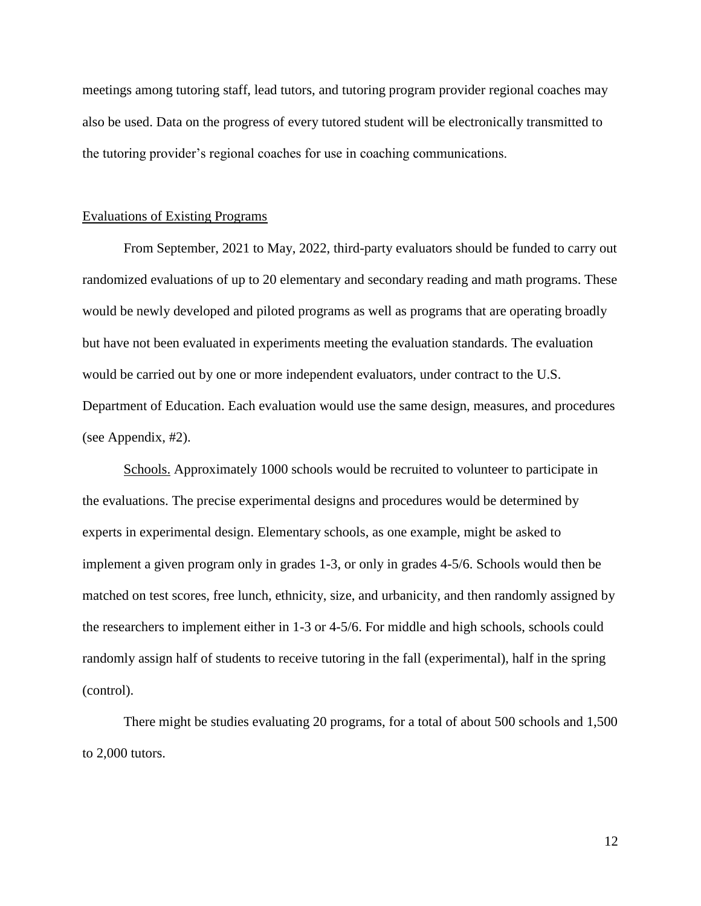meetings among tutoring staff, lead tutors, and tutoring program provider regional coaches may also be used. Data on the progress of every tutored student will be electronically transmitted to the tutoring provider's regional coaches for use in coaching communications.

## Evaluations of Existing Programs

From September, 2021 to May, 2022, third-party evaluators should be funded to carry out randomized evaluations of up to 20 elementary and secondary reading and math programs. These would be newly developed and piloted programs as well as programs that are operating broadly but have not been evaluated in experiments meeting the evaluation standards. The evaluation would be carried out by one or more independent evaluators, under contract to the U.S. Department of Education. Each evaluation would use the same design, measures, and procedures (see Appendix, #2).

Schools. Approximately 1000 schools would be recruited to volunteer to participate in the evaluations. The precise experimental designs and procedures would be determined by experts in experimental design. Elementary schools, as one example, might be asked to implement a given program only in grades 1-3, or only in grades 4-5/6. Schools would then be matched on test scores, free lunch, ethnicity, size, and urbanicity, and then randomly assigned by the researchers to implement either in 1-3 or 4-5/6. For middle and high schools, schools could randomly assign half of students to receive tutoring in the fall (experimental), half in the spring (control).

There might be studies evaluating 20 programs, for a total of about 500 schools and 1,500 to 2,000 tutors.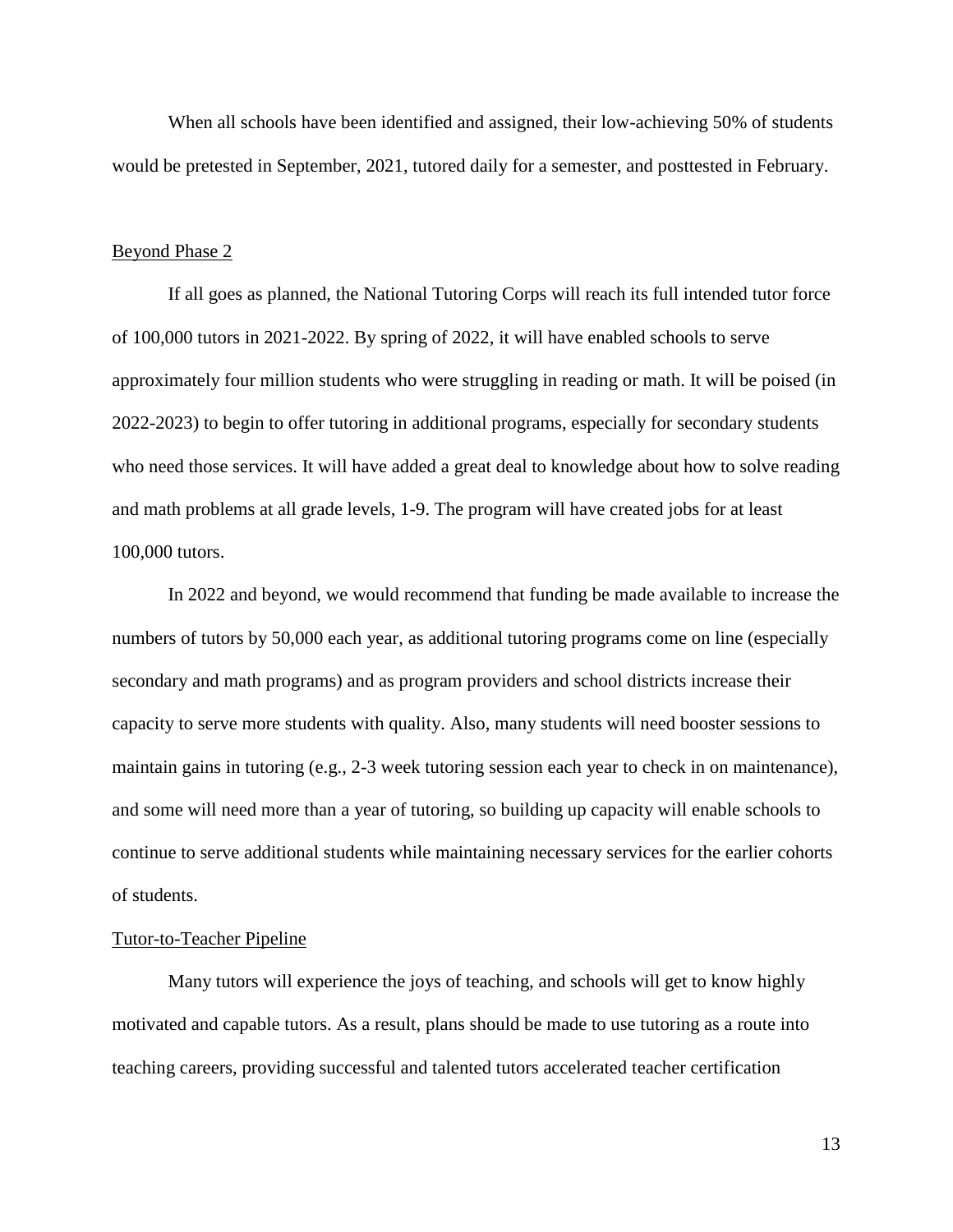When all schools have been identified and assigned, their low-achieving 50% of students would be pretested in September, 2021, tutored daily for a semester, and posttested in February.

## Beyond Phase 2

If all goes as planned, the National Tutoring Corps will reach its full intended tutor force of 100,000 tutors in 2021-2022. By spring of 2022, it will have enabled schools to serve approximately four million students who were struggling in reading or math. It will be poised (in 2022-2023) to begin to offer tutoring in additional programs, especially for secondary students who need those services. It will have added a great deal to knowledge about how to solve reading and math problems at all grade levels, 1-9. The program will have created jobs for at least 100,000 tutors.

In 2022 and beyond, we would recommend that funding be made available to increase the numbers of tutors by 50,000 each year, as additional tutoring programs come on line (especially secondary and math programs) and as program providers and school districts increase their capacity to serve more students with quality. Also, many students will need booster sessions to maintain gains in tutoring (e.g., 2-3 week tutoring session each year to check in on maintenance), and some will need more than a year of tutoring, so building up capacity will enable schools to continue to serve additional students while maintaining necessary services for the earlier cohorts of students.

## Tutor-to-Teacher Pipeline

Many tutors will experience the joys of teaching, and schools will get to know highly motivated and capable tutors. As a result, plans should be made to use tutoring as a route into teaching careers, providing successful and talented tutors accelerated teacher certification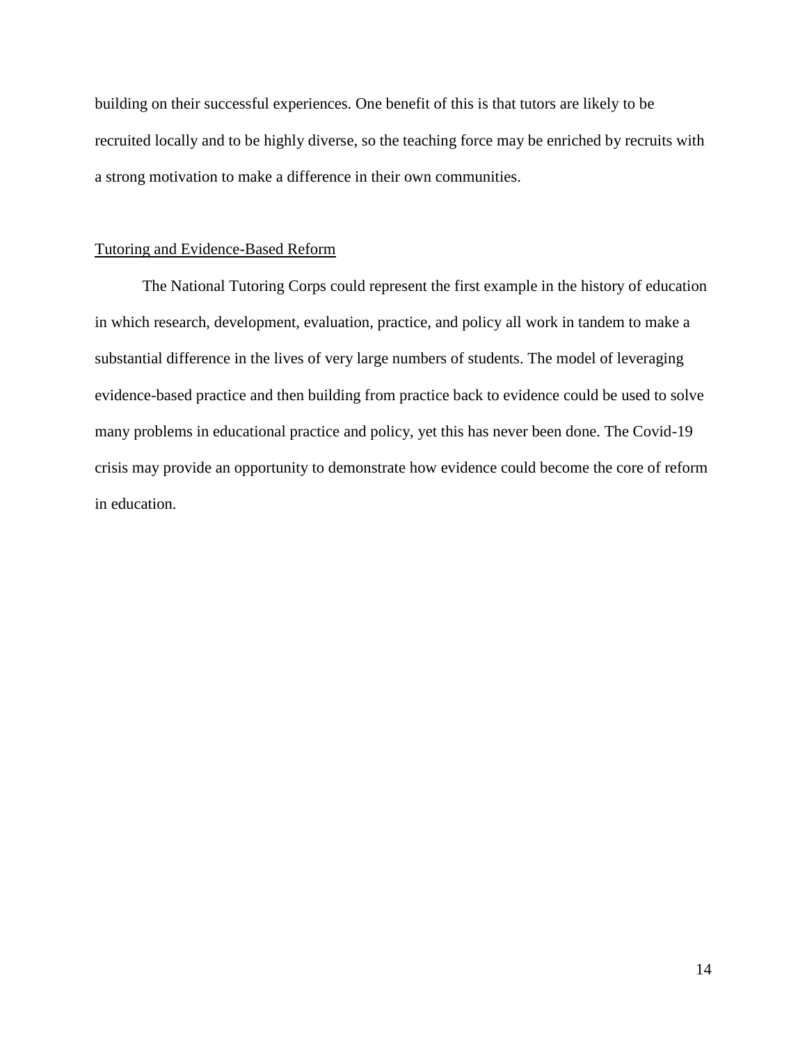building on their successful experiences. One benefit of this is that tutors are likely to be recruited locally and to be highly diverse, so the teaching force may be enriched by recruits with a strong motivation to make a difference in their own communities.

## Tutoring and Evidence-Based Reform

The National Tutoring Corps could represent the first example in the history of education in which research, development, evaluation, practice, and policy all work in tandem to make a substantial difference in the lives of very large numbers of students. The model of leveraging evidence-based practice and then building from practice back to evidence could be used to solve many problems in educational practice and policy, yet this has never been done. The Covid-19 crisis may provide an opportunity to demonstrate how evidence could become the core of reform in education.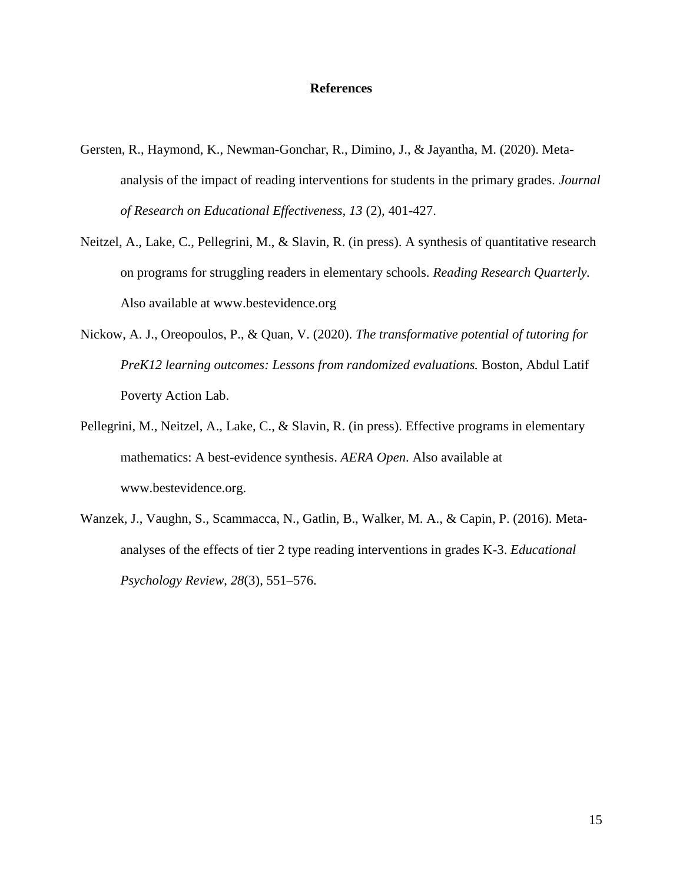# References

Gersten, R., Haymond, K., Newman-Gonchar, R., Dimino, J., & Jayantha, M. (2020). Meta-analysis of the impact of reading interventions for students in the primary grades. *Journal of Research on Educational Effectiveness, 13* (2), 401-427.

Neitzel, A., Lake, C., Pellegrini, M., & Slavin, R. (in press). A synthesis of quantitative research on programs for struggling readers in elementary schools. *Reading Research Quarterly.* Also available at www.bestevidence.org

Nickow, A. J., Oreopoulos, P., & Quan, V. (2020). *The transformative potential of tutoring for PreK12 learning outcomes: Lessons from randomized evaluations.* Boston, Abdul Latif Poverty Action Lab.

Pellegrini, M., Neitzel, A., Lake, C., & Slavin, R. (in press). Effective programs in elementary mathematics: A best-evidence synthesis. *AERA Open.* Also available at www.bestevidence.org.

Wanzek, J., Vaughn, S., Scammacca, N., Gatlin, B., Walker, M. A., & Capin, P. (2016). Meta-analyses of the effects of tier 2 type reading interventions in grades K-3. *Educational Psychology Review*, *28*(3), 551–576.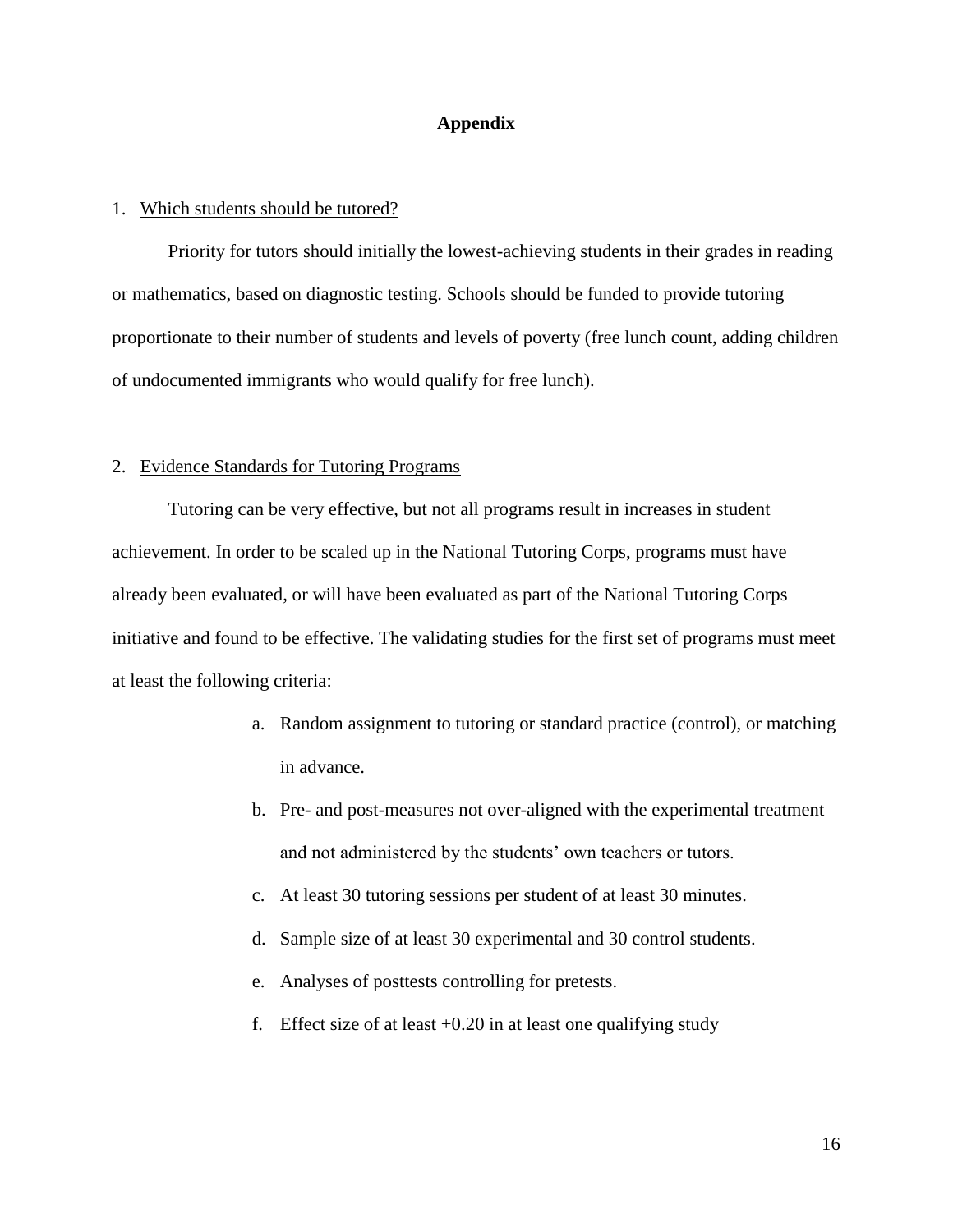# Appendix

1. <u>Which students should be tutored?</u>

Priority for tutors should initially the lowest-achieving students in their grades in reading or mathematics, based on diagnostic testing. Schools should be funded to provide tutoring proportionate to their number of students and levels of poverty (free lunch count, adding children of undocumented immigrants who would qualify for free lunch).

2. <u>Evidence Standards for Tutoring Programs</u>

Tutoring can be very effective, but not all programs result in increases in student achievement. In order to be scaled up in the National Tutoring Corps, programs must have already been evaluated, or will have been evaluated as part of the National Tutoring Corps initiative and found to be effective. The validating studies for the first set of programs must meet at least the following criteria:

a. Random assignment to tutoring or standard practice (control), or matching in advance.
b. Pre- and post-measures not over-aligned with the experimental treatment and not administered by the students' own teachers or tutors.
c. At least 30 tutoring sessions per student of at least 30 minutes.
d. Sample size of at least 30 experimental and 30 control students.
e. Analyses of posttests controlling for pretests.
f. Effect size of at least +0.20 in at least one qualifying study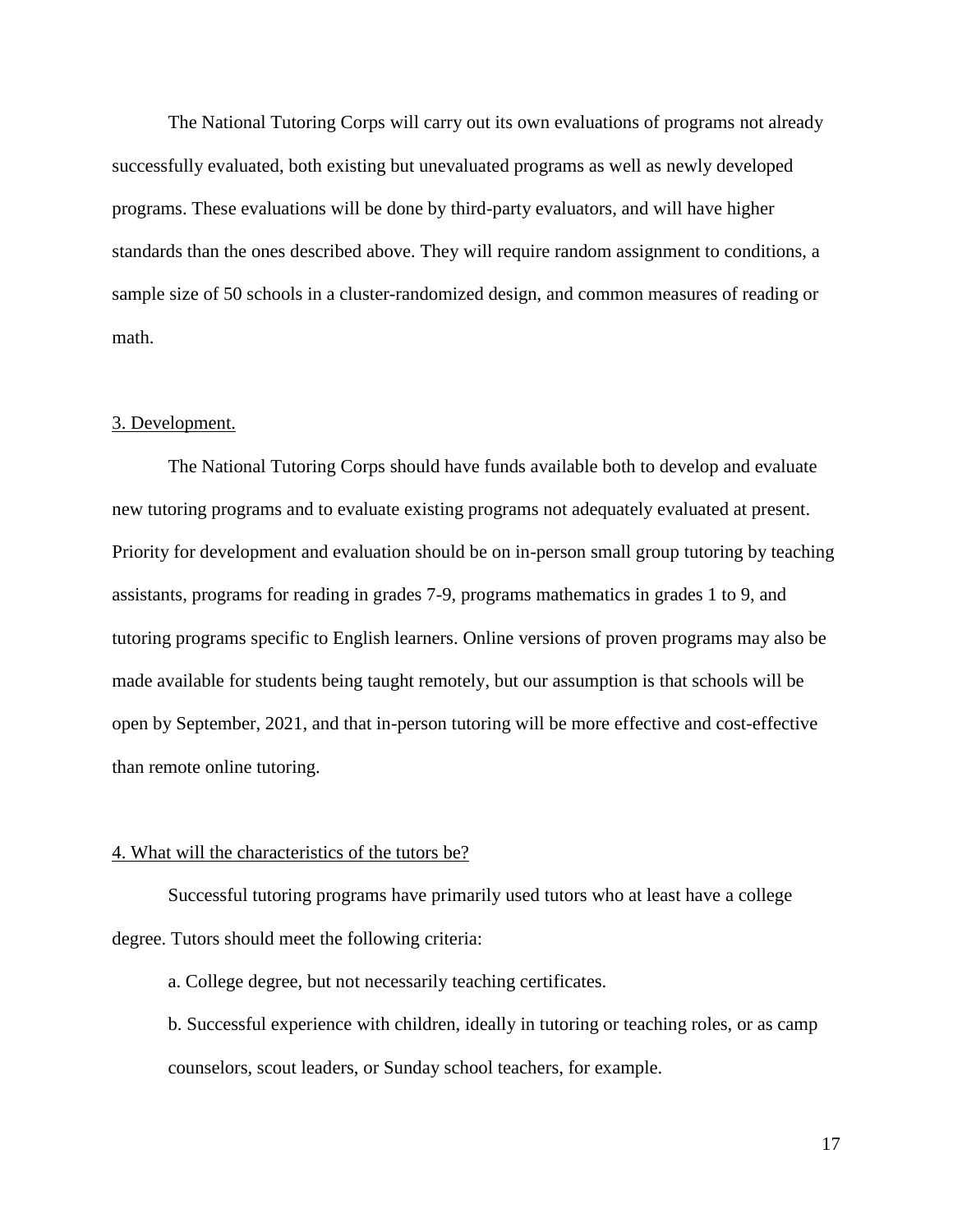The National Tutoring Corps will carry out its own evaluations of programs not already successfully evaluated, both existing but unevaluated programs as well as newly developed programs. These evaluations will be done by third-party evaluators, and will have higher standards than the ones described above. They will require random assignment to conditions, a sample size of 50 schools in a cluster-randomized design, and common measures of reading or math.

3. Development.

The National Tutoring Corps should have funds available both to develop and evaluate new tutoring programs and to evaluate existing programs not adequately evaluated at present. Priority for development and evaluation should be on in-person small group tutoring by teaching assistants, programs for reading in grades 7-9, programs mathematics in grades 1 to 9, and tutoring programs specific to English learners. Online versions of proven programs may also be made available for students being taught remotely, but our assumption is that schools will be open by September, 2021, and that in-person tutoring will be more effective and cost-effective than remote online tutoring.

4. What will the characteristics of the tutors be?

Successful tutoring programs have primarily used tutors who at least have a college degree. Tutors should meet the following criteria:

a. College degree, but not necessarily teaching certificates.

b. Successful experience with children, ideally in tutoring or teaching roles, or as camp counselors, scout leaders, or Sunday school teachers, for example.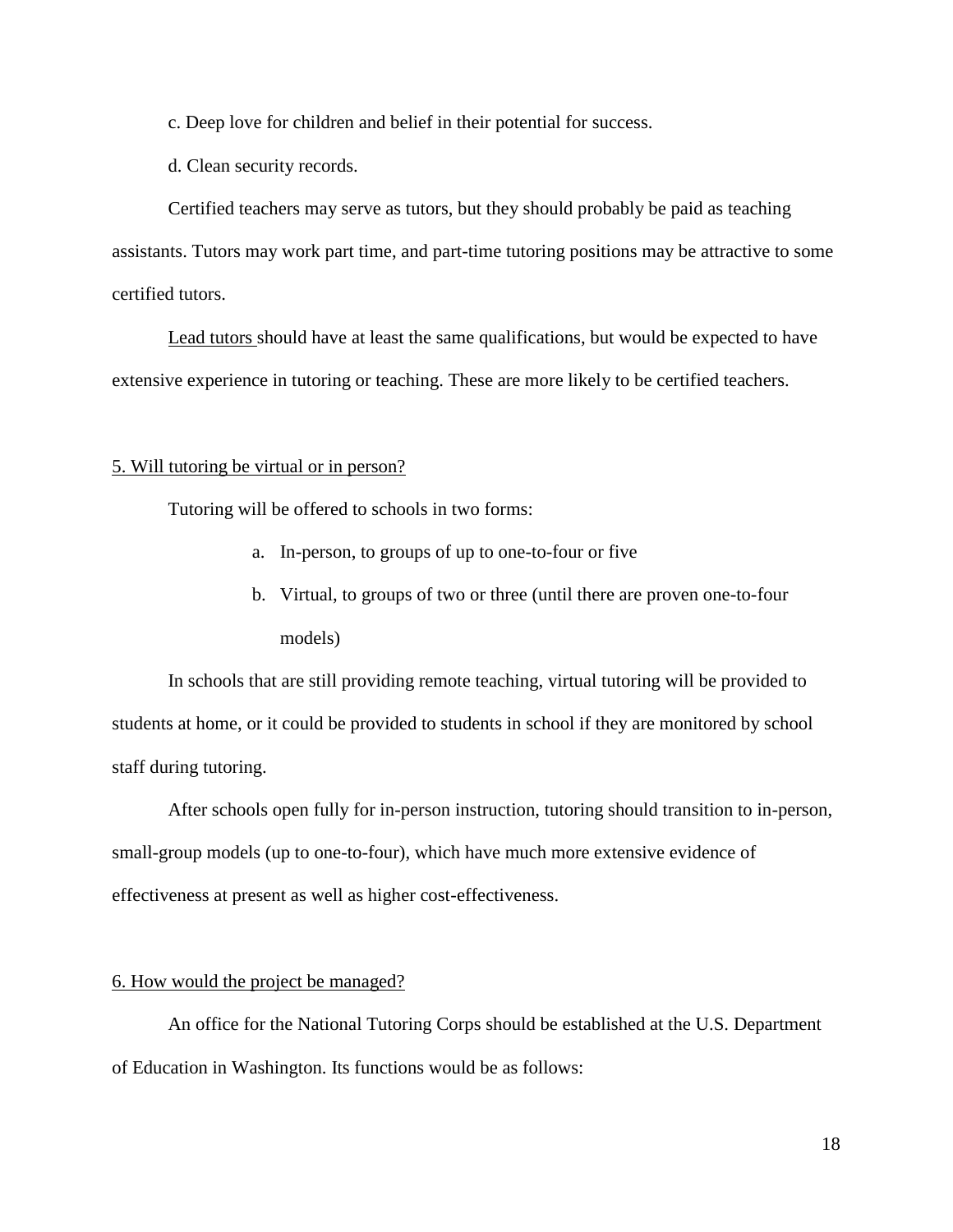c. Deep love for children and belief in their potential for success.

d. Clean security records.

Certified teachers may serve as tutors, but they should probably be paid as teaching assistants. Tutors may work part time, and part-time tutoring positions may be attractive to some certified tutors.

<u>Lead tutors</u> should have at least the same qualifications, but would be expected to have extensive experience in tutoring or teaching. These are more likely to be certified teachers.

<u>5. Will tutoring be virtual or in person?</u>

Tutoring will be offered to schools in two forms:

a. In-person, to groups of up to one-to-four or five
b. Virtual, to groups of two or three (until there are proven one-to-four models)

In schools that are still providing remote teaching, virtual tutoring will be provided to students at home, or it could be provided to students in school if they are monitored by school staff during tutoring.

After schools open fully for in-person instruction, tutoring should transition to in-person, small-group models (up to one-to-four), which have much more extensive evidence of effectiveness at present as well as higher cost-effectiveness.

<u>6. How would the project be managed?</u>

An office for the National Tutoring Corps should be established at the U.S. Department of Education in Washington. Its functions would be as follows: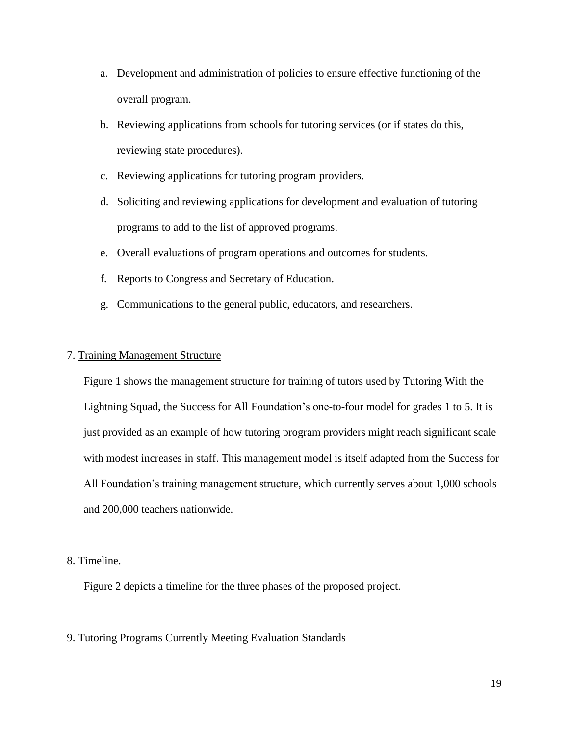a. Development and administration of policies to ensure effective functioning of the overall program.
b. Reviewing applications from schools for tutoring services (or if states do this, reviewing state procedures).
c. Reviewing applications for tutoring program providers.
d. Soliciting and reviewing applications for development and evaluation of tutoring programs to add to the list of approved programs.
e. Overall evaluations of program operations and outcomes for students.
f. Reports to Congress and Secretary of Education.
g. Communications to the general public, educators, and researchers.

7. Training Management Structure

Figure 1 shows the management structure for training of tutors used by Tutoring With the Lightning Squad, the Success for All Foundation's one-to-four model for grades 1 to 5. It is just provided as an example of how tutoring program providers might reach significant scale with modest increases in staff. This management model is itself adapted from the Success for All Foundation's training management structure, which currently serves about 1,000 schools and 200,000 teachers nationwide.

8. Timeline.

Figure 2 depicts a timeline for the three phases of the proposed project.

9. Tutoring Programs Currently Meeting Evaluation Standards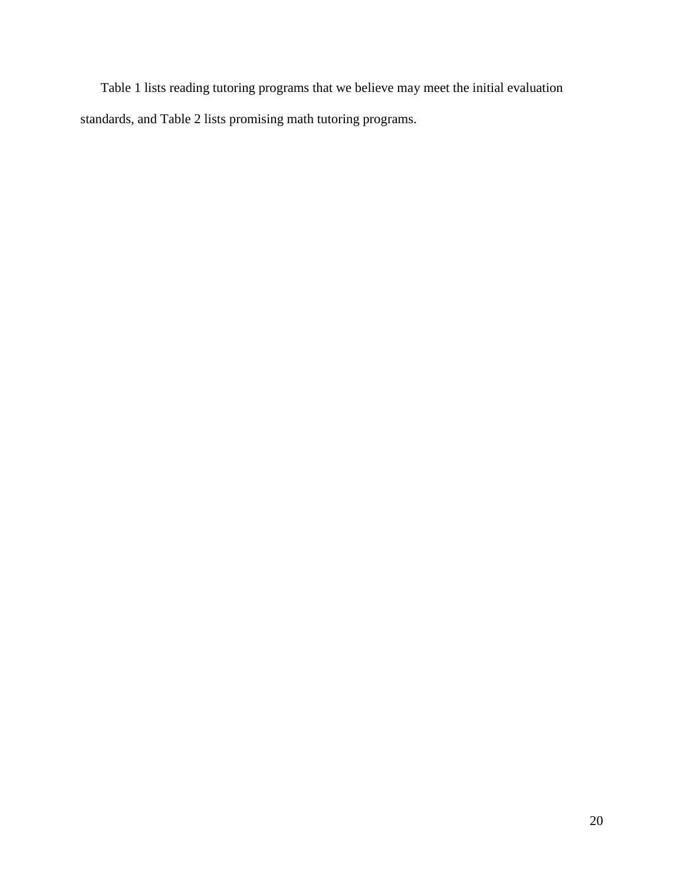Table 1 lists reading tutoring programs that we believe may meet the initial evaluation standards, and Table 2 lists promising math tutoring programs.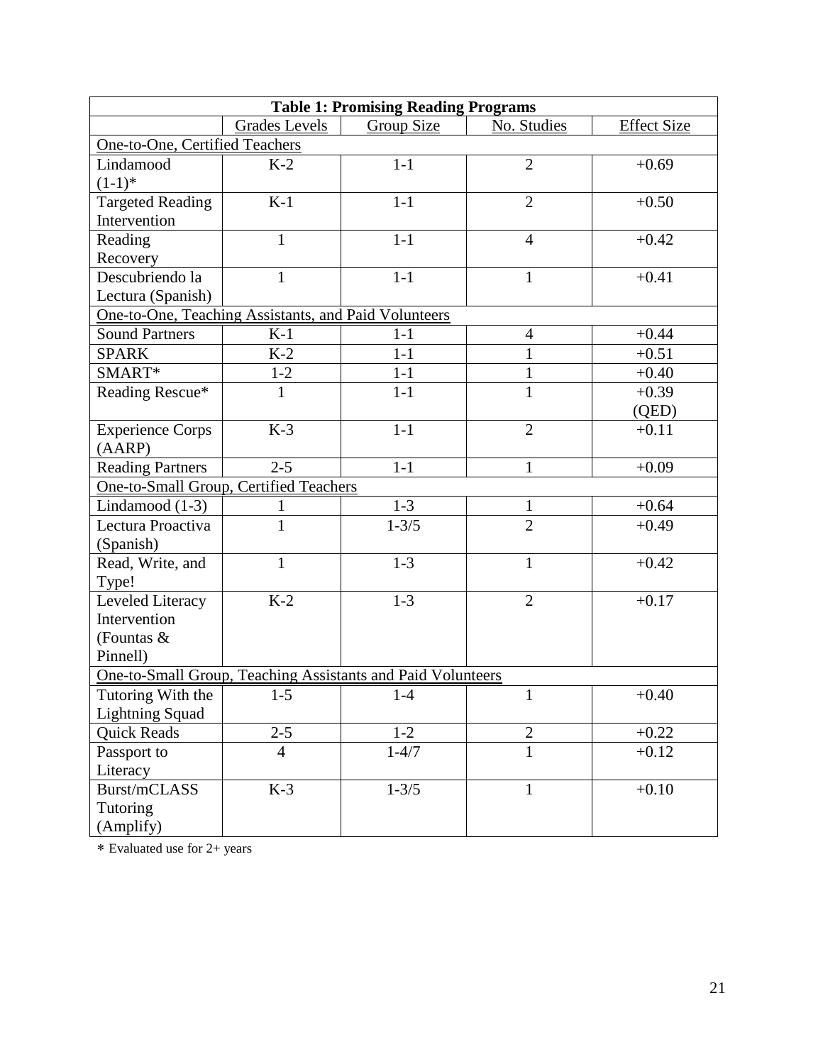**Table 1: Promising Reading Programs**

| | Grades Levels | Group Size | No. Studies | Effect Size |
|---|---|---|---|---|
| One-to-One, Certified Teachers | | | | |
| Lindamood (1-1)* | K-2 | 1-1 | 2 | +0.69 |
| Targeted Reading Intervention | K-1 | 1-1 | 2 | +0.50 |
| Reading Recovery | 1 | 1-1 | 4 | +0.42 |
| Descubriendo la Lectura (Spanish) | 1 | 1-1 | 1 | +0.41 |
| One-to-One, Teaching Assistants, and Paid Volunteers | | | | |
| Sound Partners | K-1 | 1-1 | 4 | +0.44 |
| SPARK | K-2 | 1-1 | 1 | +0.51 |
| SMART* | 1-2 | 1-1 | 1 | +0.40 |
| Reading Rescue* | 1 | 1-1 | 1 | +0.39 (QED) |
| Experience Corps (AARP) | K-3 | 1-1 | 2 | +0.11 |
| Reading Partners | 2-5 | 1-1 | 1 | +0.09 |
| One-to-Small Group, Certified Teachers | | | | |
| Lindamood (1-3) | 1 | 1-3 | 1 | +0.64 |
| Lectura Proactiva (Spanish) | 1 | 1-3/5 | 2 | +0.49 |
| Read, Write, and Type! | 1 | 1-3 | 1 | +0.42 |
| Leveled Literacy Intervention (Fountas & Pinnell) | K-2 | 1-3 | 2 | +0.17 |
| One-to-Small Group, Teaching Assistants and Paid Volunteers | | | | |
| Tutoring With the Lightning Squad | 1-5 | 1-4 | 1 | +0.40 |
| Quick Reads | 2-5 | 1-2 | 2 | +0.22 |
| Passport to Literacy | 4 | 1-4/7 | 1 | +0.12 |
| Burst/mCLASS Tutoring (Amplify) | K-3 | 1-3/5 | 1 | +0.10 |

\* Evaluated use for 2+ years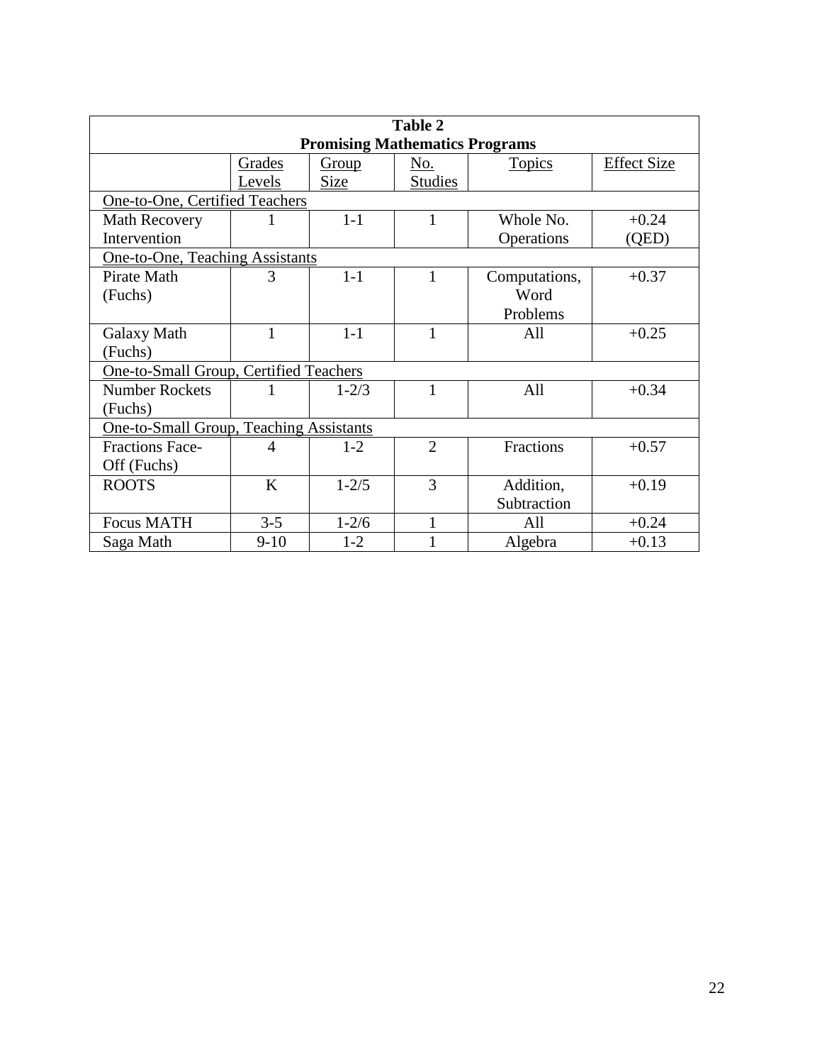**Table 2**
**Promising Mathematics Programs**

| | Grades Levels | Group Size | No. Studies | Topics | Effect Size |
|---|---|---|---|---|---|
| One-to-One, Certified Teachers | | | | | |
| Math Recovery Intervention | 1 | 1-1 | 1 | Whole No. Operations | +0.24 (QED) |
| One-to-One, Teaching Assistants | | | | | |
| Pirate Math (Fuchs) | 3 | 1-1 | 1 | Computations, Word Problems | +0.37 |
| Galaxy Math (Fuchs) | 1 | 1-1 | 1 | All | +0.25 |
| One-to-Small Group, Certified Teachers | | | | | |
| Number Rockets (Fuchs) | 1 | 1-2/3 | 1 | All | +0.34 |
| One-to-Small Group, Teaching Assistants | | | | | |
| Fractions Face-Off (Fuchs) | 4 | 1-2 | 2 | Fractions | +0.57 |
| ROOTS | K | 1-2/5 | 3 | Addition, Subtraction | +0.19 |
| Focus MATH | 3-5 | 1-2/6 | 1 | All | +0.24 |
| Saga Math | 9-10 | 1-2 | 1 | Algebra | +0.13 |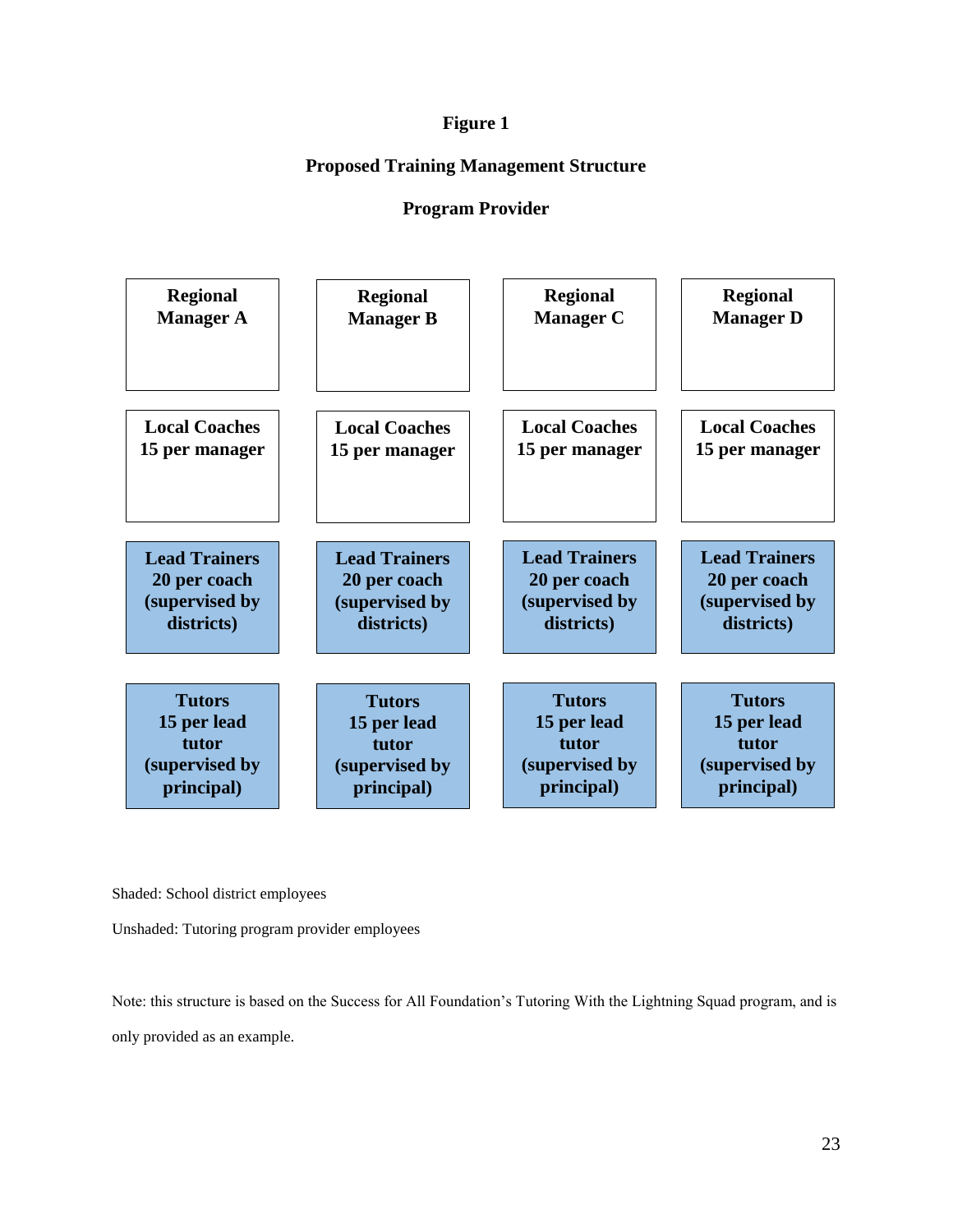**Figure 1**

**Proposed Training Management Structure**

**Program Provider**

| Regional Manager A | Regional Manager B | Regional Manager C | Regional Manager D |
|---|---|---|---|
| Local Coaches 15 per manager | Local Coaches 15 per manager | Local Coaches 15 per manager | Local Coaches 15 per manager |
| Lead Trainers 20 per coach (supervised by districts) | Lead Trainers 20 per coach (supervised by districts) | Lead Trainers 20 per coach (supervised by districts) | Lead Trainers 20 per coach (supervised by districts) |
| Tutors 15 per lead tutor (supervised by principal) | Tutors 15 per lead tutor (supervised by principal) | Tutors 15 per lead tutor (supervised by principal) | Tutors 15 per lead tutor (supervised by principal) |

Shaded: School district employees

Unshaded: Tutoring program provider employees

Note: this structure is based on the Success for All Foundation's Tutoring With the Lightning Squad program, and is only provided as an example.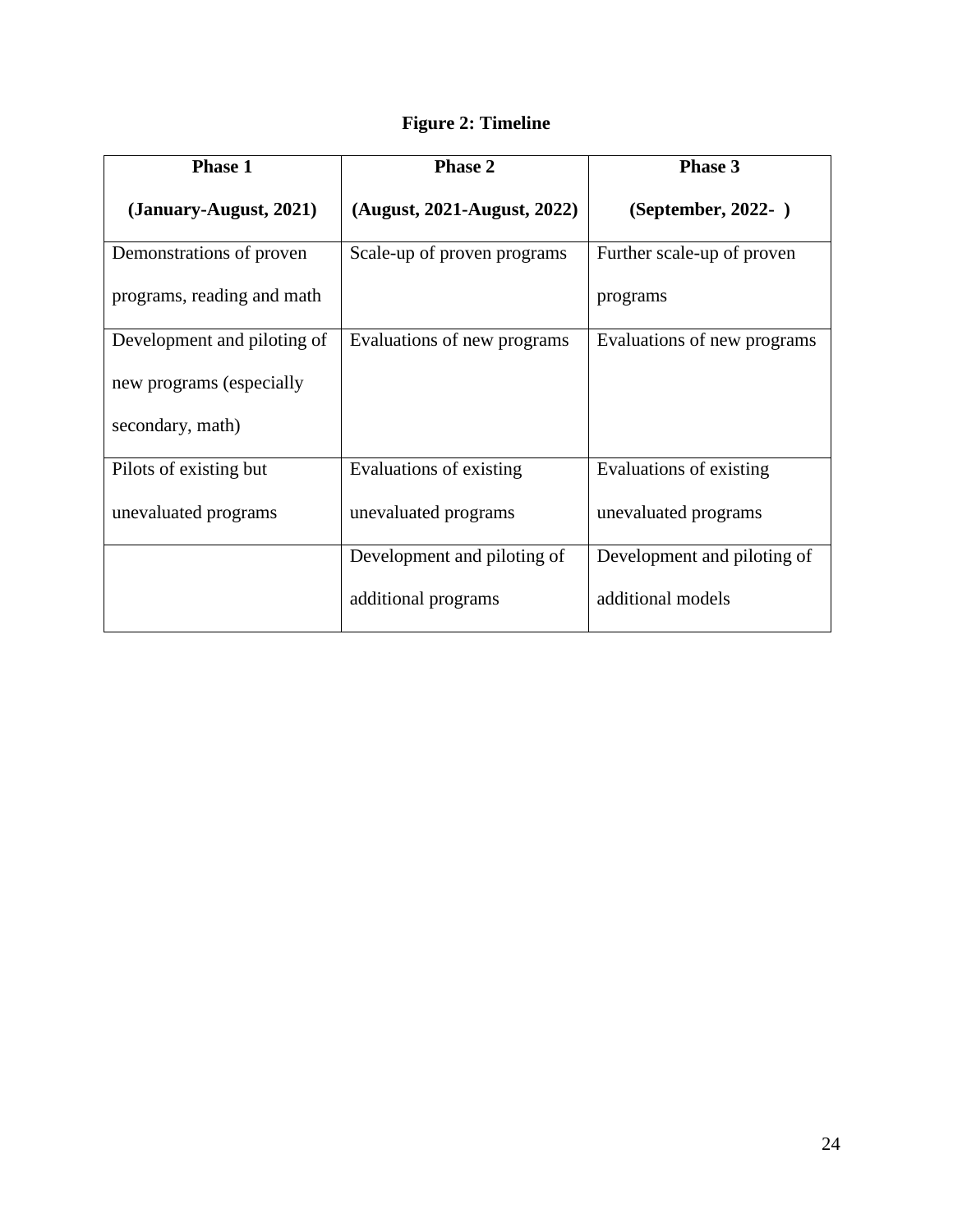**Figure 2: Timeline**

| Phase 1 (January-August, 2021) | Phase 2 (August, 2021-August, 2022) | Phase 3 (September, 2022- ) |
|---|---|---|
| Demonstrations of proven programs, reading and math | Scale-up of proven programs | Further scale-up of proven programs |
| Development and piloting of new programs (especially secondary, math) | Evaluations of new programs | Evaluations of new programs |
| Pilots of existing but unevaluated programs | Evaluations of existing unevaluated programs | Evaluations of existing unevaluated programs |
| | Development and piloting of additional programs | Development and piloting of additional models |